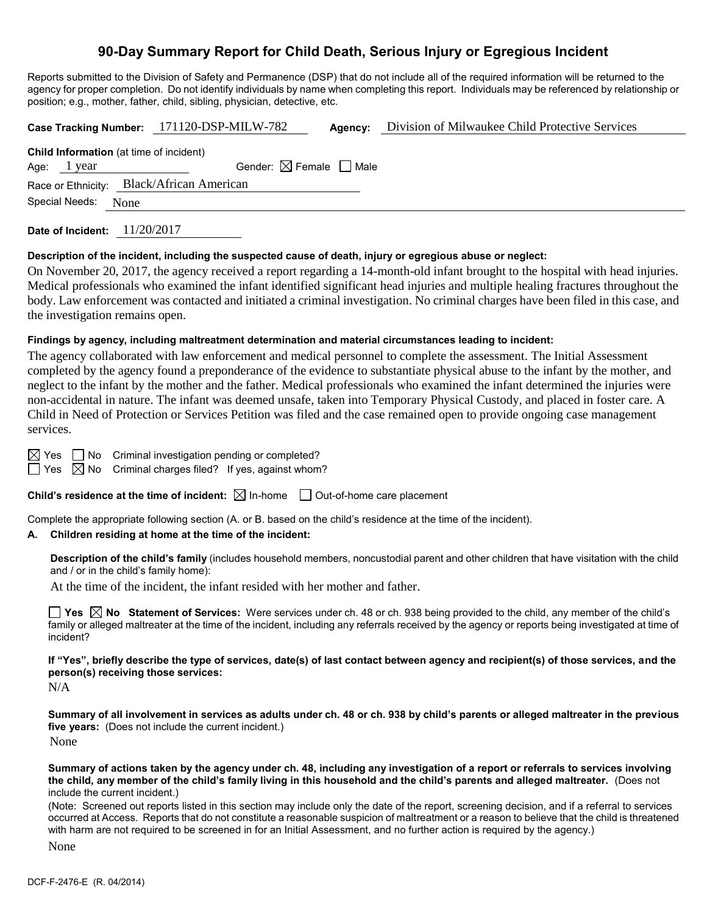# 90-Day Summary Report for Child Death, Serious Injury or Egregious Incident

Reports submitted to the Division of Safety and Permanence (DSP) that do not include all of the required information will be returned to the agency for proper completion. Do not identify individuals by name when completing this report. Individuals may be referenced by relationship or position; e.g., mother, father, child, sibling, physician, detective, etc.

**Case Tracking Number:** 171120-DSP-MILW-782 **Agency:** Division of Milwaukee Child Protective Services

**Child Information** (at time of incident)

Age: 1 year Gender: ☒ Female ☐ Male

Race or Ethnicity: Black/African American

Special Needs: None

**Date of Incident:** 11/20/2017

**Description of the incident, including the suspected cause of death, injury or egregious abuse or neglect:**

On November 20, 2017, the agency received a report regarding a 14-month-old infant brought to the hospital with head injuries. Medical professionals who examined the infant identified significant head injuries and multiple healing fractures throughout the body. Law enforcement was contacted and initiated a criminal investigation. No criminal charges have been filed in this case, and the investigation remains open.

**Findings by agency, including maltreatment determination and material circumstances leading to incident:**

The agency collaborated with law enforcement and medical personnel to complete the assessment. The Initial Assessment completed by the agency found a preponderance of the evidence to substantiate physical abuse to the infant by the mother, and neglect to the infant by the mother and the father. Medical professionals who examined the infant determined the injuries were non-accidental in nature. The infant was deemed unsafe, taken into Temporary Physical Custody, and placed in foster care. A Child in Need of Protection or Services Petition was filed and the case remained open to provide ongoing case management services.

☒ Yes ☐ No Criminal investigation pending or completed?

☐ Yes ☒ No Criminal charges filed? If yes, against whom?

**Child's residence at the time of incident:** ☒ In-home ☐ Out-of-home care placement

Complete the appropriate following section (A. or B. based on the child's residence at the time of the incident).

**A. Children residing at home at the time of the incident:**

**Description of the child's family** (includes household members, noncustodial parent and other children that have visitation with the child and / or in the child's family home):

At the time of the incident, the infant resided with her mother and father.

☐ **Yes** ☒ **No Statement of Services:** Were services under ch. 48 or ch. 938 being provided to the child, any member of the child's family or alleged maltreater at the time of the incident, including any referrals received by the agency or reports being investigated at time of incident?

**If "Yes", briefly describe the type of services, date(s) of last contact between agency and recipient(s) of those services, and the person(s) receiving those services:**

N/A

**Summary of all involvement in services as adults under ch. 48 or ch. 938 by child's parents or alleged maltreater in the previous five years:** (Does not include the current incident.)

None

**Summary of actions taken by the agency under ch. 48, including any investigation of a report or referrals to services involving the child, any member of the child's family living in this household and the child's parents and alleged maltreater.** (Does not include the current incident.)

(Note: Screened out reports listed in this section may include only the date of the report, screening decision, and if a referral to services occurred at Access. Reports that do not constitute a reasonable suspicion of maltreatment or a reason to believe that the child is threatened with harm are not required to be screened in for an Initial Assessment, and no further action is required by the agency.)

None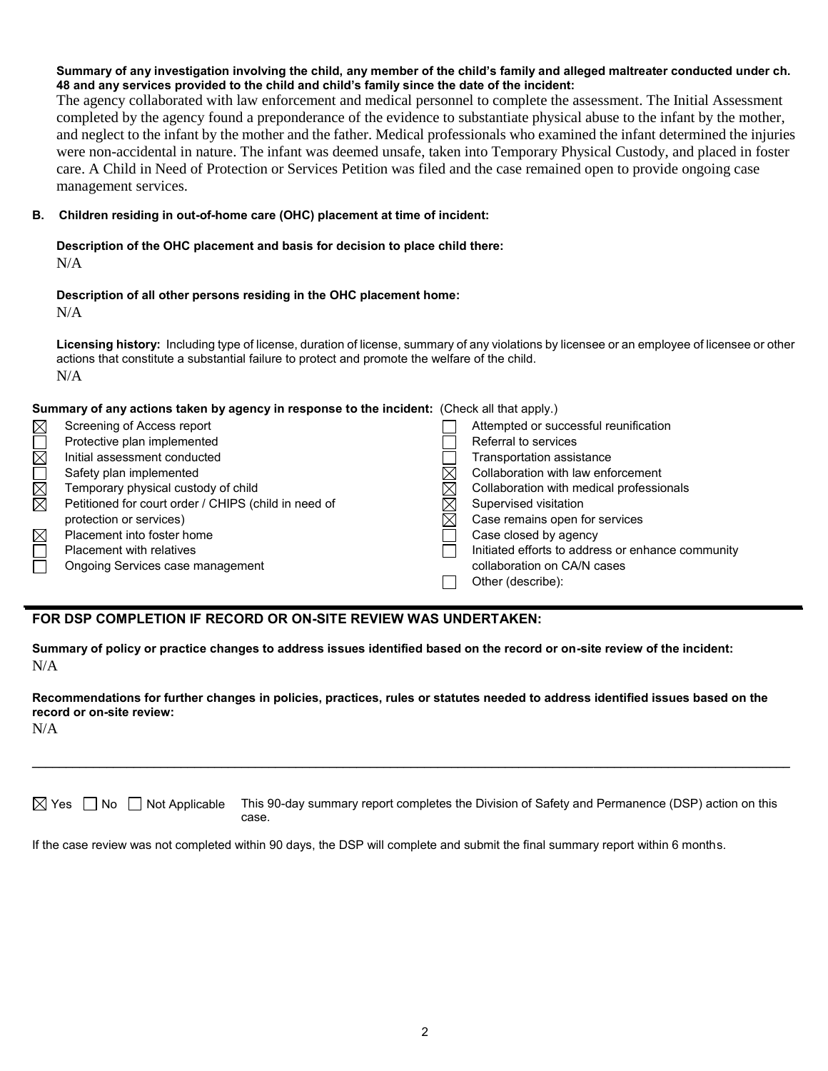**Summary of any investigation involving the child, any member of the child's family and alleged maltreater conducted under ch. 48 and any services provided to the child and child's family since the date of the incident:**

The agency collaborated with law enforcement and medical personnel to complete the assessment. The Initial Assessment completed by the agency found a preponderance of the evidence to substantiate physical abuse to the infant by the mother, and neglect to the infant by the mother and the father. Medical professionals who examined the infant determined the injuries were non-accidental in nature. The infant was deemed unsafe, taken into Temporary Physical Custody, and placed in foster care. A Child in Need of Protection or Services Petition was filed and the case remained open to provide ongoing case management services.

**B. Children residing in out-of-home care (OHC) placement at time of incident:**

**Description of the OHC placement and basis for decision to place child there:**

N/A

**Description of all other persons residing in the OHC placement home:**

N/A

**Licensing history:** Including type of license, duration of license, summary of any violations by licensee or an employee of licensee or other actions that constitute a substantial failure to protect and promote the welfare of the child.

N/A

**Summary of any actions taken by agency in response to the incident:** (Check all that apply.)

- ☒ Screening of Access report
- ☐ Protective plan implemented
- ☒ Initial assessment conducted
- ☐ Safety plan implemented
- ☒ Temporary physical custody of child
- ☒ Petitioned for court order / CHIPS (child in need of protection or services)
- ☒ Placement into foster home
- ☐ Placement with relatives
- ☐ Ongoing Services case management
- ☐ Attempted or successful reunification
- ☐ Referral to services
- ☐ Transportation assistance
- ☒ Collaboration with law enforcement
- ☒ Collaboration with medical professionals
- ☒ Supervised visitation
- ☒ Case remains open for services
- ☐ Case closed by agency
- ☐ Initiated efforts to address or enhance community collaboration on CA/N cases
- ☐ Other (describe):

---

## FOR DSP COMPLETION IF RECORD OR ON-SITE REVIEW WAS UNDERTAKEN:

**Summary of policy or practice changes to address issues identified based on the record or on-site review of the incident:**

N/A

**Recommendations for further changes in policies, practices, rules or statutes needed to address identified issues based on the record or on-site review:**

N/A

---

☒ Yes ☐ No ☐ Not Applicable This 90-day summary report completes the Division of Safety and Permanence (DSP) action on this case.

If the case review was not completed within 90 days, the DSP will complete and submit the final summary report within 6 months.